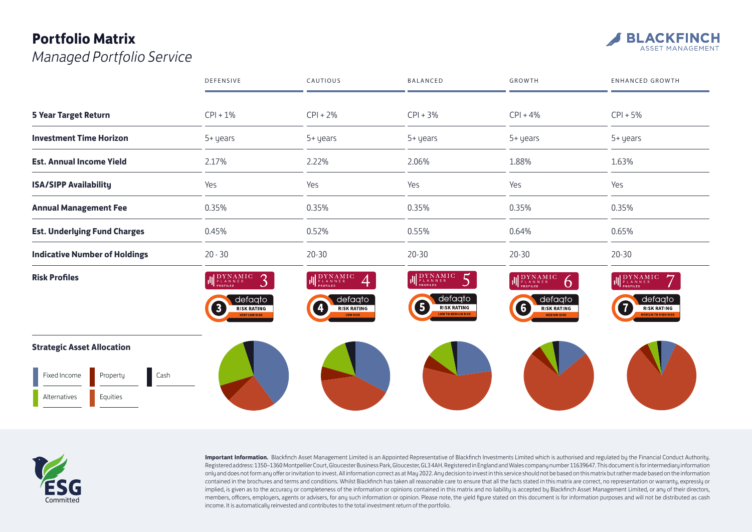# Portfolio Matrix

*Managed Portfolio Service*

BLACKFINCH ASSET MANAGEMENT

| | DEFENSIVE | CAUTIOUS | BALANCED | GROWTH | ENHANCED GROWTH |
|---|---|---|---|---|---|
| **5 Year Target Return** | CPI + 1% | CPI + 2% | CPI + 3% | CPI + 4% | CPI + 5% |
| **Investment Time Horizon** | 5+ years | 5+ years | 5+ years | 5+ years | 5+ years |
| **Est. Annual Income Yield** | 2.17% | 2.22% | 2.06% | 1.88% | 1.63% |
| **ISA/SIPP Availability** | Yes | Yes | Yes | Yes | Yes |
| **Annual Management Fee** | 0.35% | 0.35% | 0.35% | 0.35% | 0.35% |
| **Est. Underlying Fund Charges** | 0.45% | 0.52% | 0.55% | 0.64% | 0.65% |
| **Indicative Number of Holdings** | 20 - 30 | 20-30 | 20-30 | 20-30 | 20-30 |
| **Risk Profiles** | Dynamic Planner Profiled 3; defaqto Risk Rating 3 Very Low Risk | Dynamic Planner Profiled 4; defaqto Risk Rating 4 Low Risk | Dynamic Planner Profiled 5; defaqto Risk Rating 5 Low to Medium Risk | Dynamic Planner Profiled 6; defaqto Risk Rating 6 Medium Risk | Dynamic Planner Profiled 7; defaqto Risk Rating 7 Medium to High Risk |

**Strategic Asset Allocation**

Fixed Income | Property | Cash | Alternatives | Equities

ESG Committed

**Important Information.** Blackfinch Asset Management Limited is an Appointed Representative of Blackfinch Investments Limited which is authorised and regulated by the Financial Conduct Authority. Registered address: 1350–1360 Montpellier Court, Gloucester Business Park, Gloucester, GL3 4AH. Registered in England and Wales company number 11639647. This document is for intermediary information only and does not form any offer or invitation to invest. All information correct as at May 2022. Any decision to invest in this service should not be based on this matrix but rather made based on the information contained in the brochures and terms and conditions. Whilst Blackfinch has taken all reasonable care to ensure that all the facts stated in this matrix are correct, no representation or warranty, expressly or implied, is given as to the accuracy or completeness of the information or opinions contained in this matrix and no liability is accepted by Blackfinch Asset Management Limited, or any of their directors, members, officers, employers, agents or advisers, for any such information or opinion. Please note, the yield figure stated on this document is for information purposes and will not be distributed as cash income. It is automatically reinvested and contributes to the total investment return of the portfolio.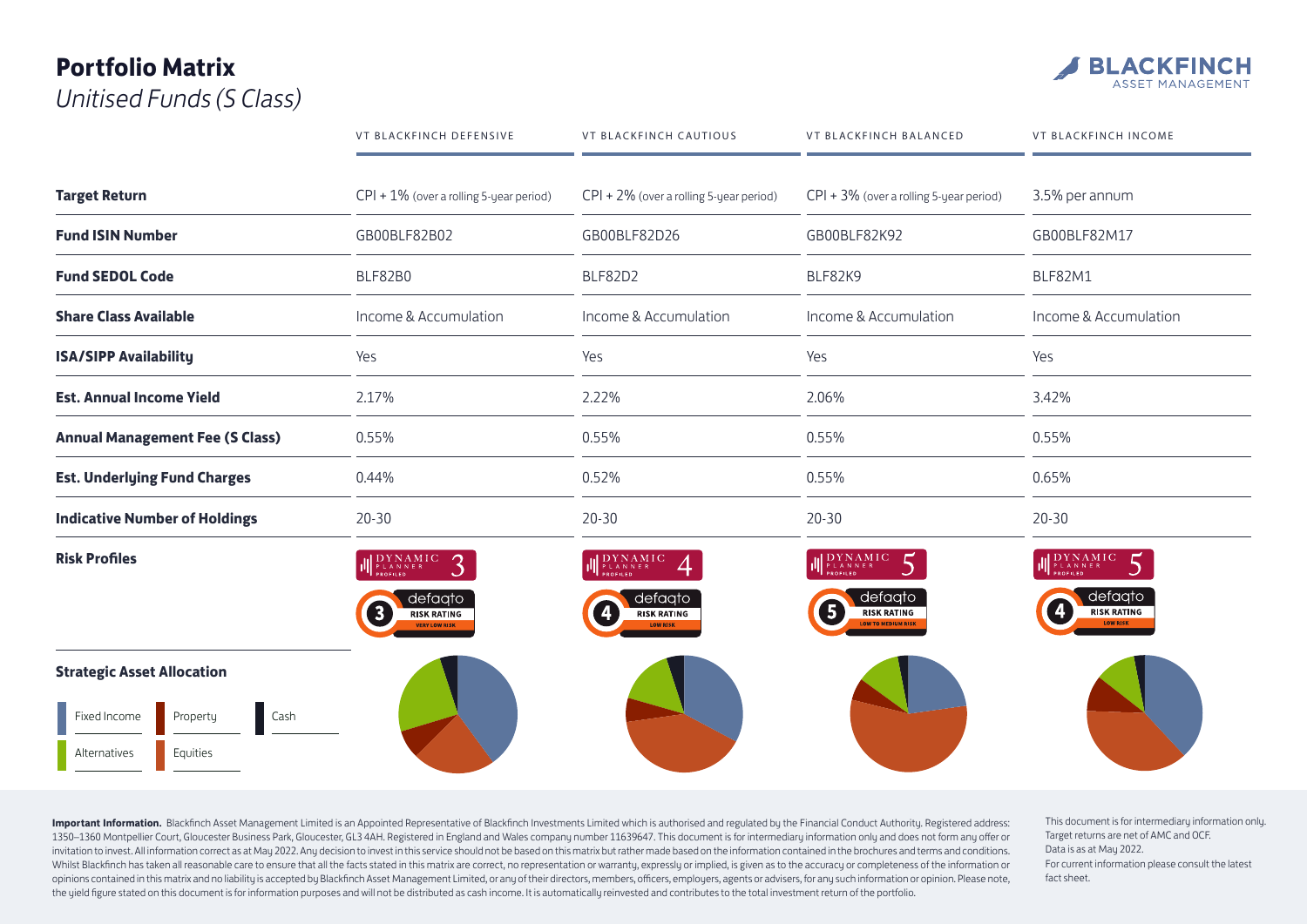# Portfolio Matrix

*Unitised Funds (S Class)*

| | VT BLACKFINCH DEFENSIVE | VT BLACKFINCH CAUTIOUS | VT BLACKFINCH BALANCED | VT BLACKFINCH INCOME |
|---|---|---|---|---|
| **Target Return** | CPI + 1% (over a rolling 5-year period) | CPI + 2% (over a rolling 5-year period) | CPI + 3% (over a rolling 5-year period) | 3.5% per annum |
| **Fund ISIN Number** | GB00BLF82B02 | GB00BLF82D26 | GB00BLF82K92 | GB00BLF82M17 |
| **Fund SEDOL Code** | BLF82B0 | BLF82D2 | BLF82K9 | BLF82M1 |
| **Share Class Available** | Income & Accumulation | Income & Accumulation | Income & Accumulation | Income & Accumulation |
| **ISA/SIPP Availability** | Yes | Yes | Yes | Yes |
| **Est. Annual Income Yield** | 2.17% | 2.22% | 2.06% | 3.42% |
| **Annual Management Fee (S Class)** | 0.55% | 0.55% | 0.55% | 0.55% |
| **Est. Underlying Fund Charges** | 0.44% | 0.52% | 0.55% | 0.65% |
| **Indicative Number of Holdings** | 20-30 | 20-30 | 20-30 | 20-30 |
| **Risk Profiles** | Dynamic Planner Profiled 3; defaqto Risk Rating 3 Very Low Risk | Dynamic Planner Profiled 4; defaqto Risk Rating 4 Low Risk | Dynamic Planner Profiled 5; defaqto Risk Rating 5 Low to Medium Risk | Dynamic Planner Profiled 5; defaqto Risk Rating 4 Low Risk |

**Strategic Asset Allocation**

Fixed Income | Property | Cash | Alternatives | Equities

**Important Information.** Blackfinch Asset Management Limited is an Appointed Representative of Blackfinch Investments Limited which is authorised and regulated by the Financial Conduct Authority. Registered address: 1350–1360 Montpellier Court, Gloucester Business Park, Gloucester, GL3 4AH. Registered in England and Wales company number 11639647. This document is for intermediary information only and does not form any offer or invitation to invest. All information correct as at May 2022. Any decision to invest in this service should not be based on this matrix but rather made based on the information contained in the brochures and terms and conditions. Whilst Blackfinch has taken all reasonable care to ensure that all the facts stated in this matrix are correct, no representation or warranty, expressly or implied, is given as to the accuracy or completeness of the information or opinions contained in this matrix and no liability is accepted by Blackfinch Asset Management Limited, or any of their directors, members, officers, employers, agents or advisers, for any such information or opinion. Please note, the yield figure stated on this document is for information purposes and will not be distributed as cash income. It is automatically reinvested and contributes to the total investment return of the portfolio.

This document is for intermediary information only.
Target returns are net of AMC and OCF.
Data is as at May 2022.
For current information please consult the latest fact sheet.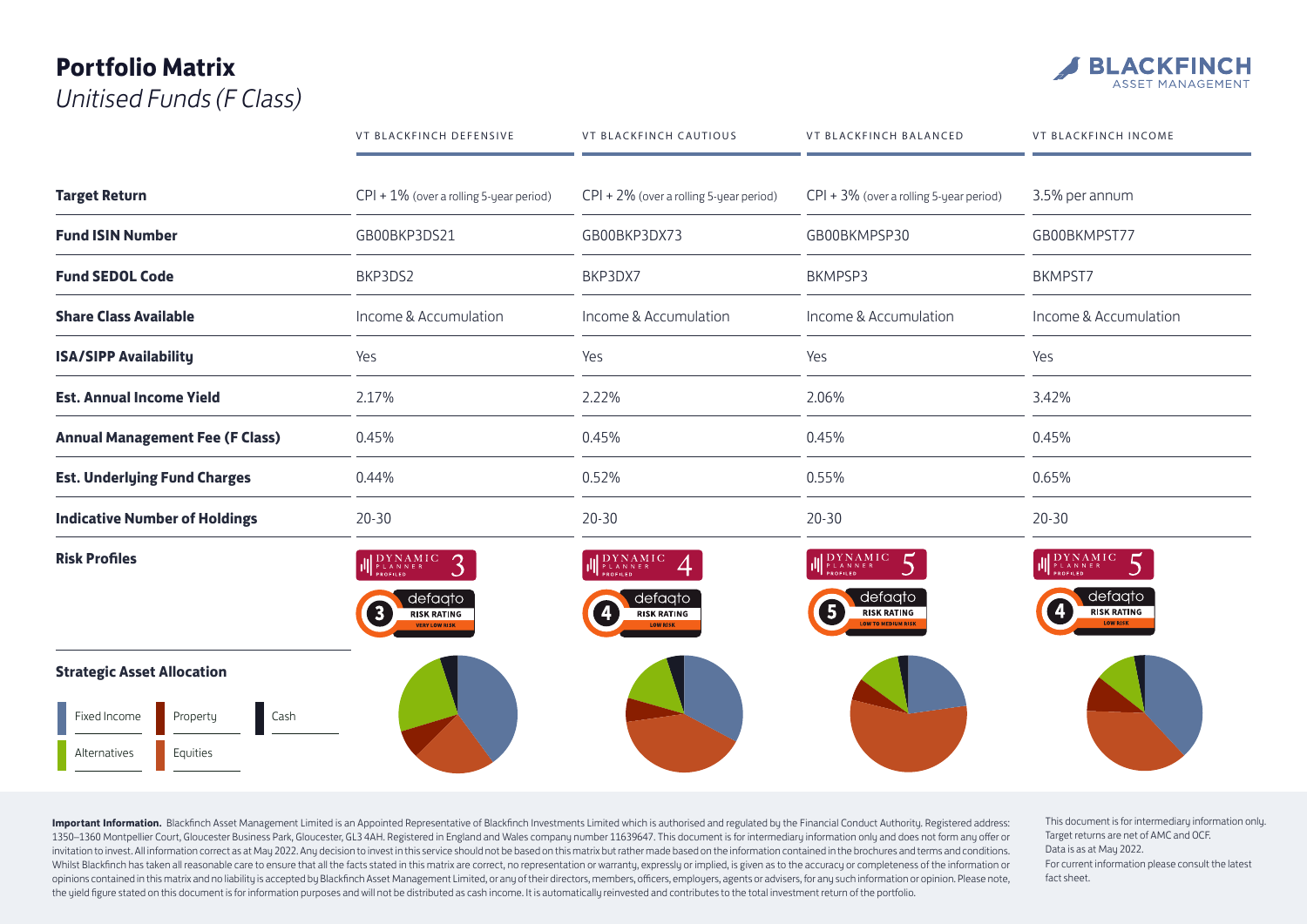# Portfolio Matrix

*Unitised Funds (F Class)*

BLACKFINCH ASSET MANAGEMENT

| | VT BLACKFINCH DEFENSIVE | VT BLACKFINCH CAUTIOUS | VT BLACKFINCH BALANCED | VT BLACKFINCH INCOME |
|---|---|---|---|---|
| **Target Return** | CPI + 1% (over a rolling 5-year period) | CPI + 2% (over a rolling 5-year period) | CPI + 3% (over a rolling 5-year period) | 3.5% per annum |
| **Fund ISIN Number** | GB00BKP3DS21 | GB00BKP3DX73 | GB00BKMPSP30 | GB00BKMPST77 |
| **Fund SEDOL Code** | BKP3DS2 | BKP3DX7 | BKMPSP3 | BKMPST7 |
| **Share Class Available** | Income & Accumulation | Income & Accumulation | Income & Accumulation | Income & Accumulation |
| **ISA/SIPP Availability** | Yes | Yes | Yes | Yes |
| **Est. Annual Income Yield** | 2.17% | 2.22% | 2.06% | 3.42% |
| **Annual Management Fee (F Class)** | 0.45% | 0.45% | 0.45% | 0.45% |
| **Est. Underlying Fund Charges** | 0.44% | 0.52% | 0.55% | 0.65% |
| **Indicative Number of Holdings** | 20-30 | 20-30 | 20-30 | 20-30 |
| **Risk Profiles** | Dynamic Planner Profiled 3; defaqto Risk Rating 3 Very Low Risk | Dynamic Planner Profiled 4; defaqto Risk Rating 4 Low Risk | Dynamic Planner Profiled 5; defaqto Risk Rating 5 Low to Medium Risk | Dynamic Planner Profiled 5; defaqto Risk Rating 4 Low Risk |

**Strategic Asset Allocation**

Fixed Income
Property
Cash
Alternatives
Equities

**Important Information.** Blackfinch Asset Management Limited is an Appointed Representative of Blackfinch Investments Limited which is authorised and regulated by the Financial Conduct Authority. Registered address: 1350–1360 Montpellier Court, Gloucester Business Park, Gloucester, GL3 4AH. Registered in England and Wales company number 11639647. This document is for intermediary information only and does not form any offer or invitation to invest. All information correct as at May 2022. Any decision to invest in this service should not be based on this matrix but rather made based on the information contained in the brochures and terms and conditions. Whilst Blackfinch has taken all reasonable care to ensure that all the facts stated in this matrix are correct, no representation or warranty, expressly or implied, is given as to the accuracy or completeness of the information or opinions contained in this matrix and no liability is accepted by Blackfinch Asset Management Limited, or any of their directors, members, officers, employers, agents or advisers, for any such information or opinion. Please note, the yield figure stated on this document is for information purposes and will not be distributed as cash income. It is automatically reinvested and contributes to the total investment return of the portfolio.

This document is for intermediary information only. Target returns are net of AMC and OCF. Data is as at May 2022. For current information please consult the latest fact sheet.